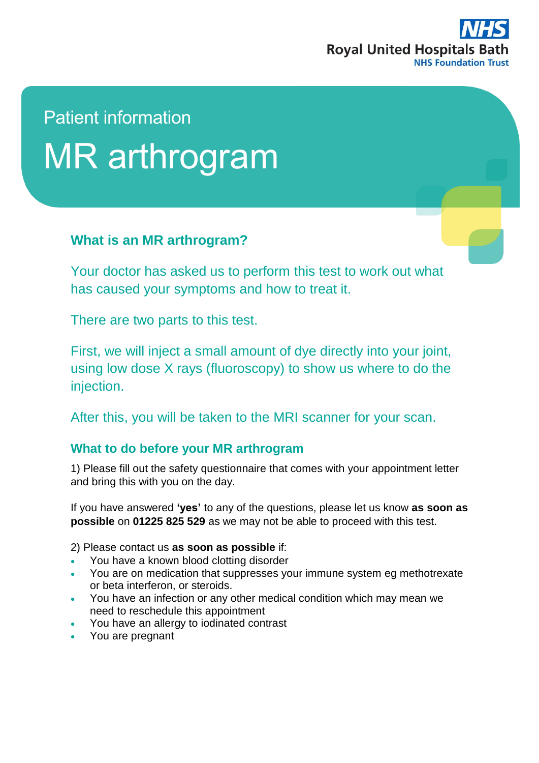Royal United Hospitals Bath
NHS Foundation Trust

Patient information

# MR arthrogram

## What is an MR arthrogram?

Your doctor has asked us to perform this test to work out what has caused your symptoms and how to treat it.

There are two parts to this test.

First, we will inject a small amount of dye directly into your joint, using low dose X rays (fluoroscopy) to show us where to do the injection.

After this, you will be taken to the MRI scanner for your scan.

## What to do before your MR arthrogram

1) Please fill out the safety questionnaire that comes with your appointment letter and bring this with you on the day.

If you have answered **'yes'** to any of the questions, please let us know **as soon as possible** on **01225 825 529** as we may not be able to proceed with this test.

2) Please contact us **as soon as possible** if:

- You have a known blood clotting disorder
- You are on medication that suppresses your immune system eg methotrexate or beta interferon, or steroids.
- You have an infection or any other medical condition which may mean we need to reschedule this appointment
- You have an allergy to iodinated contrast
- You are pregnant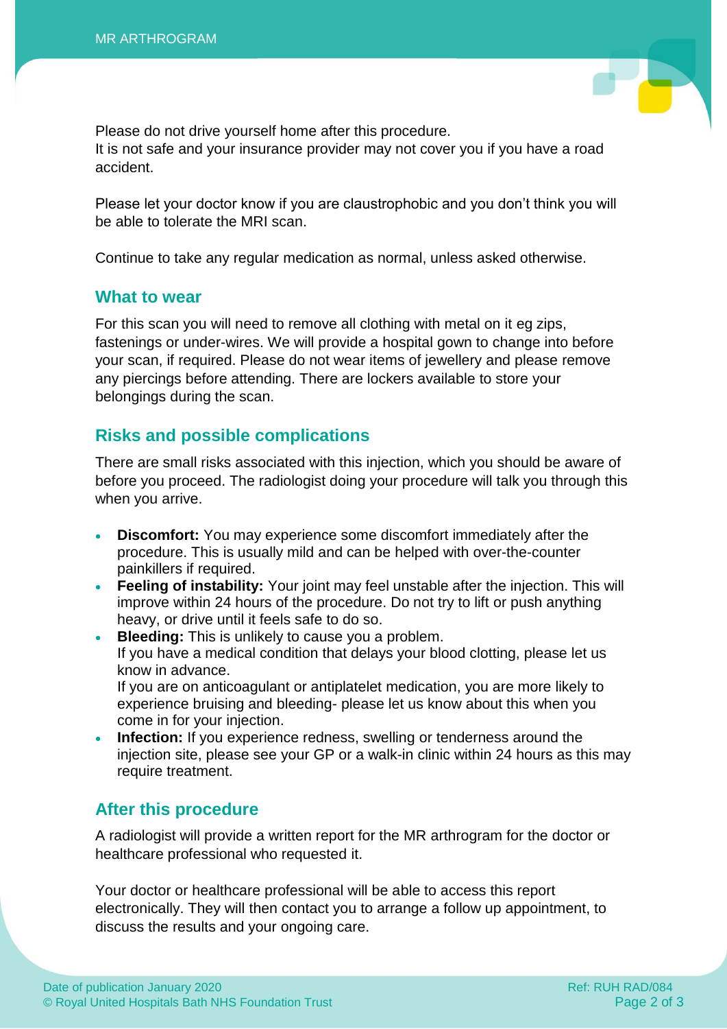Please do not drive yourself home after this procedure.
It is not safe and your insurance provider may not cover you if you have a road accident.

Please let your doctor know if you are claustrophobic and you don't think you will be able to tolerate the MRI scan.

Continue to take any regular medication as normal, unless asked otherwise.

## What to wear

For this scan you will need to remove all clothing with metal on it eg zips, fastenings or under-wires. We will provide a hospital gown to change into before your scan, if required. Please do not wear items of jewellery and please remove any piercings before attending. There are lockers available to store your belongings during the scan.

## Risks and possible complications

There are small risks associated with this injection, which you should be aware of before you proceed. The radiologist doing your procedure will talk you through this when you arrive.

- **Discomfort:** You may experience some discomfort immediately after the procedure. This is usually mild and can be helped with over-the-counter painkillers if required.
- **Feeling of instability:** Your joint may feel unstable after the injection. This will improve within 24 hours of the procedure. Do not try to lift or push anything heavy, or drive until it feels safe to do so.
- **Bleeding:** This is unlikely to cause you a problem.
  If you have a medical condition that delays your blood clotting, please let us know in advance.
  If you are on anticoagulant or antiplatelet medication, you are more likely to experience bruising and bleeding- please let us know about this when you come in for your injection.
- **Infection:** If you experience redness, swelling or tenderness around the injection site, please see your GP or a walk-in clinic within 24 hours as this may require treatment.

## After this procedure

A radiologist will provide a written report for the MR arthrogram for the doctor or healthcare professional who requested it.

Your doctor or healthcare professional will be able to access this report electronically. They will then contact you to arrange a follow up appointment, to discuss the results and your ongoing care.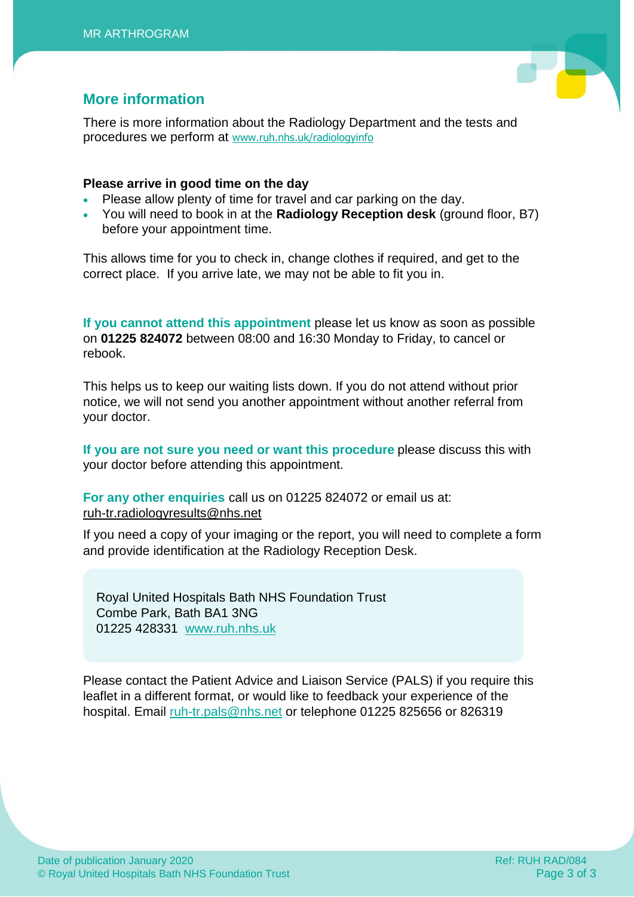## More information

There is more information about the Radiology Department and the tests and procedures we perform at www.ruh.nhs.uk/radiologyinfo

**Please arrive in good time on the day**

- Please allow plenty of time for travel and car parking on the day.
- You will need to book in at the **Radiology Reception desk** (ground floor, B7) before your appointment time.

This allows time for you to check in, change clothes if required, and get to the correct place. If you arrive late, we may not be able to fit you in.

**If you cannot attend this appointment** please let us know as soon as possible on **01225 824072** between 08:00 and 16:30 Monday to Friday, to cancel or rebook.

This helps us to keep our waiting lists down. If you do not attend without prior notice, we will not send you another appointment without another referral from your doctor.

**If you are not sure you need or want this procedure** please discuss this with your doctor before attending this appointment.

**For any other enquiries** call us on 01225 824072 or email us at: ruh-tr.radiologyresults@nhs.net

If you need a copy of your imaging or the report, you will need to complete a form and provide identification at the Radiology Reception Desk.

Royal United Hospitals Bath NHS Foundation Trust
Combe Park, Bath BA1 3NG
01225 428331 www.ruh.nhs.uk

Please contact the Patient Advice and Liaison Service (PALS) if you require this leaflet in a different format, or would like to feedback your experience of the hospital. Email ruh-tr.pals@nhs.net or telephone 01225 825656 or 826319

Date of publication January 2020
© Royal United Hospitals Bath NHS Foundation Trust

Ref: RUH RAD/084